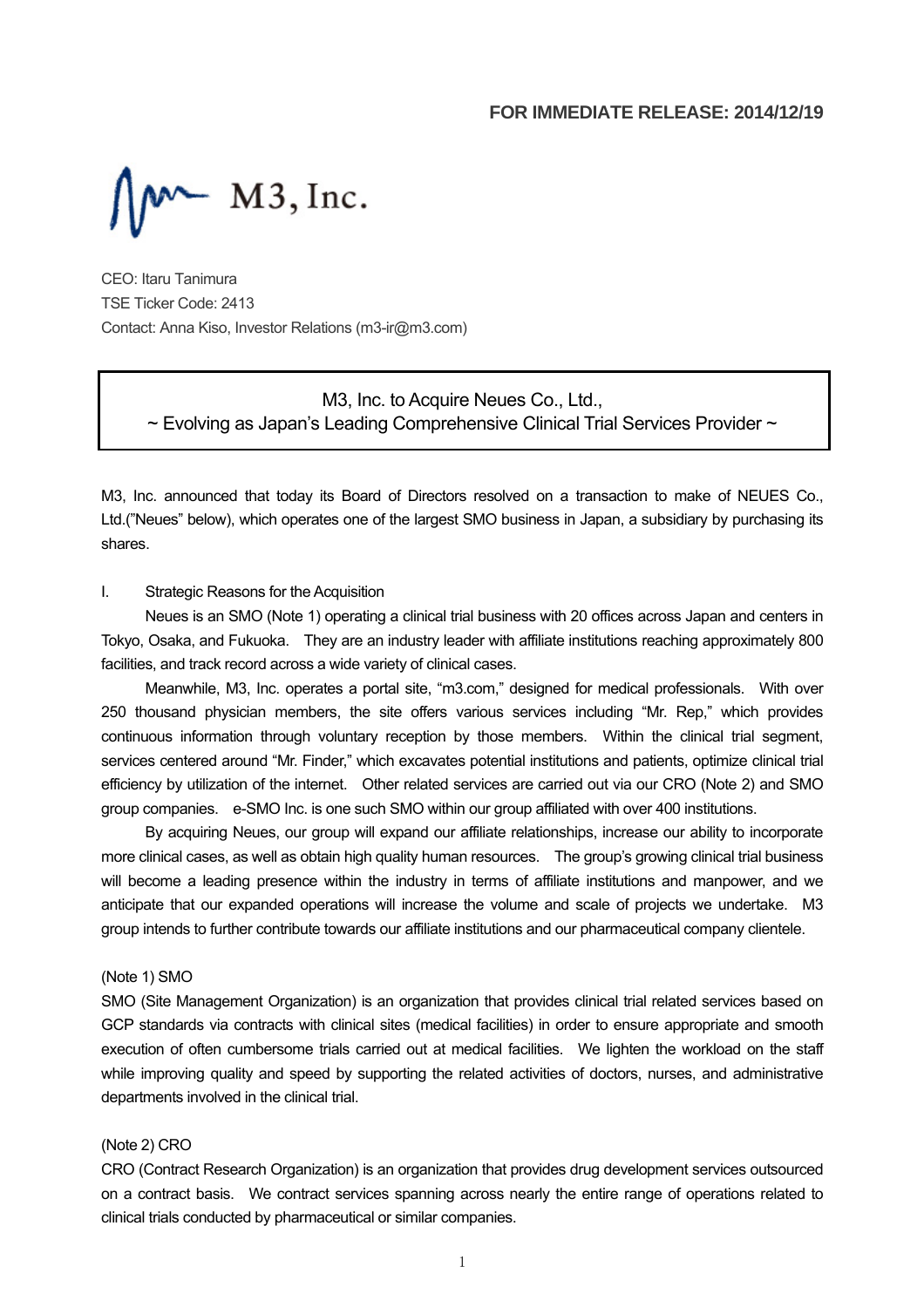**FOR IMMEDIATE RELEASE: 2014/12/19**

M3, Inc.

CEO: Itaru Tanimura
TSE Ticker Code: 2413
Contact: Anna Kiso, Investor Relations (m3-ir@m3.com)

## M3, Inc. to Acquire Neues Co., Ltd.,
## ~ Evolving as Japan's Leading Comprehensive Clinical Trial Services Provider ~

M3, Inc. announced that today its Board of Directors resolved on a transaction to make of NEUES Co., Ltd.("Neues" below), which operates one of the largest SMO business in Japan, a subsidiary by purchasing its shares.

I. Strategic Reasons for the Acquisition

Neues is an SMO (Note 1) operating a clinical trial business with 20 offices across Japan and centers in Tokyo, Osaka, and Fukuoka. They are an industry leader with affiliate institutions reaching approximately 800 facilities, and track record across a wide variety of clinical cases.

Meanwhile, M3, Inc. operates a portal site, "m3.com," designed for medical professionals. With over 250 thousand physician members, the site offers various services including "Mr. Rep," which provides continuous information through voluntary reception by those members. Within the clinical trial segment, services centered around "Mr. Finder," which excavates potential institutions and patients, optimize clinical trial efficiency by utilization of the internet. Other related services are carried out via our CRO (Note 2) and SMO group companies. e-SMO Inc. is one such SMO within our group affiliated with over 400 institutions.

By acquiring Neues, our group will expand our affiliate relationships, increase our ability to incorporate more clinical cases, as well as obtain high quality human resources. The group's growing clinical trial business will become a leading presence within the industry in terms of affiliate institutions and manpower, and we anticipate that our expanded operations will increase the volume and scale of projects we undertake. M3 group intends to further contribute towards our affiliate institutions and our pharmaceutical company clientele.

(Note 1) SMO

SMO (Site Management Organization) is an organization that provides clinical trial related services based on GCP standards via contracts with clinical sites (medical facilities) in order to ensure appropriate and smooth execution of often cumbersome trials carried out at medical facilities. We lighten the workload on the staff while improving quality and speed by supporting the related activities of doctors, nurses, and administrative departments involved in the clinical trial.

(Note 2) CRO

CRO (Contract Research Organization) is an organization that provides drug development services outsourced on a contract basis. We contract services spanning across nearly the entire range of operations related to clinical trials conducted by pharmaceutical or similar companies.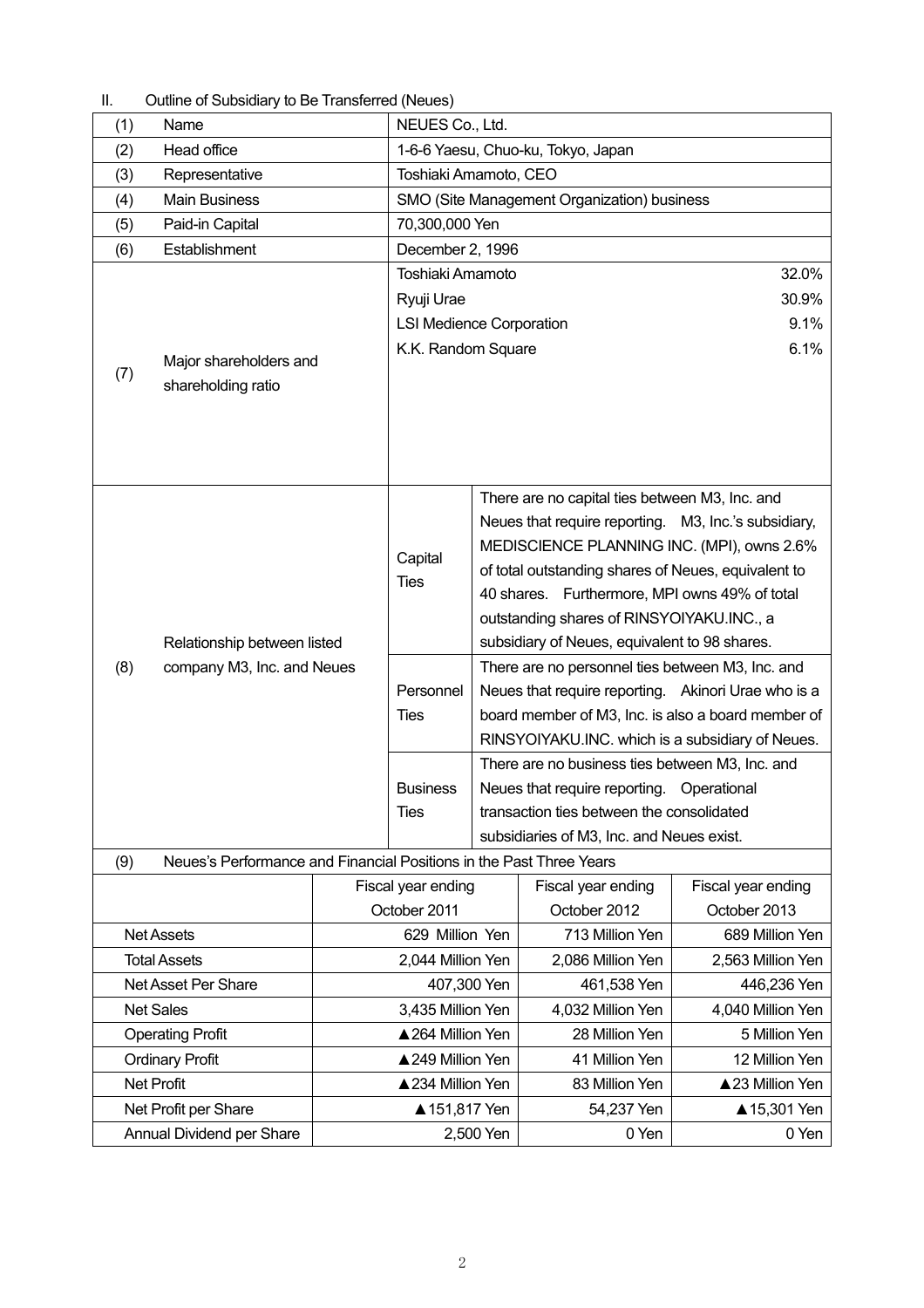## II. Outline of Subsidiary to Be Transferred (Neues)

| | | | |
|---|---|---|---|
| (1) | Name | NEUES Co., Ltd. | |
| (2) | Head office | 1-6-6 Yaesu, Chuo-ku, Tokyo, Japan | |
| (3) | Representative | Toshiaki Amamoto, CEO | |
| (4) | Main Business | SMO (Site Management Organization) business | |
| (5) | Paid-in Capital | 70,300,000 Yen | |
| (6) | Establishment | December 2, 1996 | |
| (7) | Major shareholders and shareholding ratio | Toshiaki Amamoto 32.0%<br>Ryuji Urae 30.9%<br>LSI Medience Corporation 9.1%<br>K.K. Random Square 6.1% | |
| (8) | Relationship between listed company M3, Inc. and Neues | Capital Ties | There are no capital ties between M3, Inc. and Neues that require reporting. M3, Inc.'s subsidiary, MEDISCIENCE PLANNING INC. (MPI), owns 2.6% of total outstanding shares of Neues, equivalent to 40 shares. Furthermore, MPI owns 49% of total outstanding shares of RINSYOIYAKU.INC., a subsidiary of Neues, equivalent to 98 shares. |
| | | Personnel Ties | There are no personnel ties between M3, Inc. and Neues that require reporting. Akinori Urae who is a board member of M3, Inc. is also a board member of RINSYOIYAKU.INC. which is a subsidiary of Neues. |
| | | Business Ties | There are no business ties between M3, Inc. and Neues that require reporting. Operational transaction ties between the consolidated subsidiaries of M3, Inc. and Neues exist. |

(9) Neues's Performance and Financial Positions in the Past Three Years

| | Fiscal year ending October 2011 | Fiscal year ending October 2012 | Fiscal year ending October 2013 |
|---|---|---|---|
| Net Assets | 629 Million Yen | 713 Million Yen | 689 Million Yen |
| Total Assets | 2,044 Million Yen | 2,086 Million Yen | 2,563 Million Yen |
| Net Asset Per Share | 407,300 Yen | 461,538 Yen | 446,236 Yen |
| Net Sales | 3,435 Million Yen | 4,032 Million Yen | 4,040 Million Yen |
| Operating Profit | ▲264 Million Yen | 28 Million Yen | 5 Million Yen |
| Ordinary Profit | ▲249 Million Yen | 41 Million Yen | 12 Million Yen |
| Net Profit | ▲234 Million Yen | 83 Million Yen | ▲23 Million Yen |
| Net Profit per Share | ▲151,817 Yen | 54,237 Yen | ▲15,301 Yen |
| Annual Dividend per Share | 2,500 Yen | 0 Yen | 0 Yen |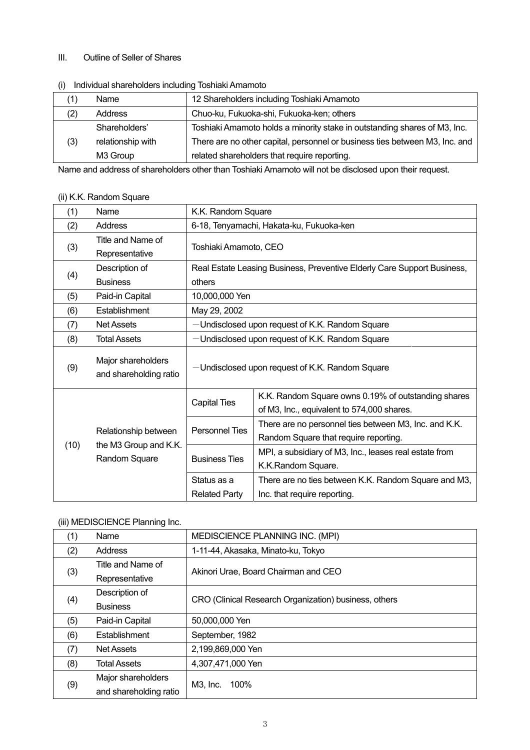## III. Outline of Seller of Shares

### (i) Individual shareholders including Toshiaki Amamoto

| (1) | Name | 12 Shareholders including Toshiaki Amamoto |
|---|---|---|
| (2) | Address | Chuo-ku, Fukuoka-shi, Fukuoka-ken; others |
| (3) | Shareholders' relationship with M3 Group | Toshiaki Amamoto holds a minority stake in outstanding shares of M3, Inc. There are no other capital, personnel or business ties between M3, Inc. and related shareholders that require reporting. |

Name and address of shareholders other than Toshiaki Amamoto will not be disclosed upon their request.

### (ii) K.K. Random Square

| (1) | Name | K.K. Random Square | |
|---|---|---|---|
| (2) | Address | 6-18, Tenyamachi, Hakata-ku, Fukuoka-ken | |
| (3) | Title and Name of Representative | Toshiaki Amamoto, CEO | |
| (4) | Description of Business | Real Estate Leasing Business, Preventive Elderly Care Support Business, others | |
| (5) | Paid-in Capital | 10,000,000 Yen | |
| (6) | Establishment | May 29, 2002 | |
| (7) | Net Assets | －Undisclosed upon request of K.K. Random Square | |
| (8) | Total Assets | －Undisclosed upon request of K.K. Random Square | |
| (9) | Major shareholders and shareholding ratio | －Undisclosed upon request of K.K. Random Square | |
| (10) | Relationship between the M3 Group and K.K. Random Square | Capital Ties | K.K. Random Square owns 0.19% of outstanding shares of M3, Inc., equivalent to 574,000 shares. |
| | | Personnel Ties | There are no personnel ties between M3, Inc. and K.K. Random Square that require reporting. |
| | | Business Ties | MPI, a subsidiary of M3, Inc., leases real estate from K.K.Random Square. |
| | | Status as a Related Party | There are no ties between K.K. Random Square and M3, Inc. that require reporting. |

### (iii) MEDISCIENCE Planning Inc.

| (1) | Name | MEDISCIENCE PLANNING INC. (MPI) |
|---|---|---|
| (2) | Address | 1-11-44, Akasaka, Minato-ku, Tokyo |
| (3) | Title and Name of Representative | Akinori Urae, Board Chairman and CEO |
| (4) | Description of Business | CRO (Clinical Research Organization) business, others |
| (5) | Paid-in Capital | 50,000,000 Yen |
| (6) | Establishment | September, 1982 |
| (7) | Net Assets | 2,199,869,000 Yen |
| (8) | Total Assets | 4,307,471,000 Yen |
| (9) | Major shareholders and shareholding ratio | M3, Inc. 100% |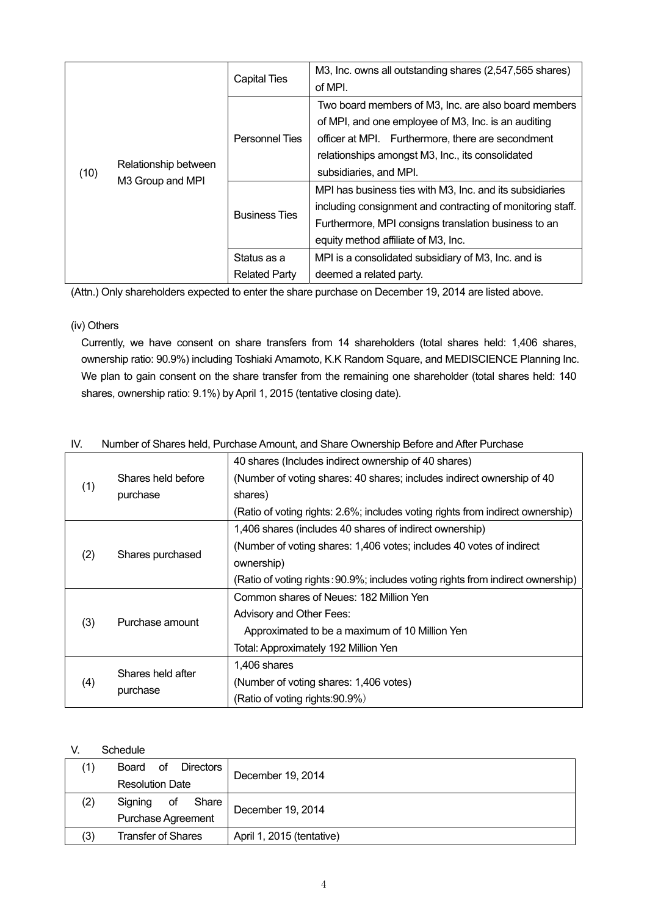| | | | |
|---|---|---|---|
| (10) | Relationship between M3 Group and MPI | Capital Ties | M3, Inc. owns all outstanding shares (2,547,565 shares) of MPI. |
| | | Personnel Ties | Two board members of M3, Inc. are also board members of MPI, and one employee of M3, Inc. is an auditing officer at MPI. Furthermore, there are secondment relationships amongst M3, Inc., its consolidated subsidiaries, and MPI. |
| | | Business Ties | MPI has business ties with M3, Inc. and its subsidiaries including consignment and contracting of monitoring staff. Furthermore, MPI consigns translation business to an equity method affiliate of M3, Inc. |
| | | Status as a Related Party | MPI is a consolidated subsidiary of M3, Inc. and is deemed a related party. |

(Attn.) Only shareholders expected to enter the share purchase on December 19, 2014 are listed above.

(iv) Others

Currently, we have consent on share transfers from 14 shareholders (total shares held: 1,406 shares, ownership ratio: 90.9%) including Toshiaki Amamoto, K.K Random Square, and MEDISCIENCE Planning Inc. We plan to gain consent on the share transfer from the remaining one shareholder (total shares held: 140 shares, ownership ratio: 9.1%) by April 1, 2015 (tentative closing date).

## IV. Number of Shares held, Purchase Amount, and Share Ownership Before and After Purchase

| | | |
|---|---|---|
| (1) | Shares held before purchase | 40 shares (Includes indirect ownership of 40 shares)<br>(Number of voting shares: 40 shares; includes indirect ownership of 40 shares)<br>(Ratio of voting rights: 2.6%; includes voting rights from indirect ownership) |
| (2) | Shares purchased | 1,406 shares (includes 40 shares of indirect ownership)<br>(Number of voting shares: 1,406 votes; includes 40 votes of indirect ownership)<br>(Ratio of voting rights：90.9%; includes voting rights from indirect ownership) |
| (3) | Purchase amount | Common shares of Neues: 182 Million Yen<br>Advisory and Other Fees:<br>Approximated to be a maximum of 10 Million Yen<br>Total: Approximately 192 Million Yen |
| (4) | Shares held after purchase | 1,406 shares<br>(Number of voting shares: 1,406 votes)<br>(Ratio of voting rights:90.9%） |

## V. Schedule

| | | |
|---|---|---|
| (1) | Board of Directors Resolution Date | December 19, 2014 |
| (2) | Signing of Share Purchase Agreement | December 19, 2014 |
| (3) | Transfer of Shares | April 1, 2015 (tentative) |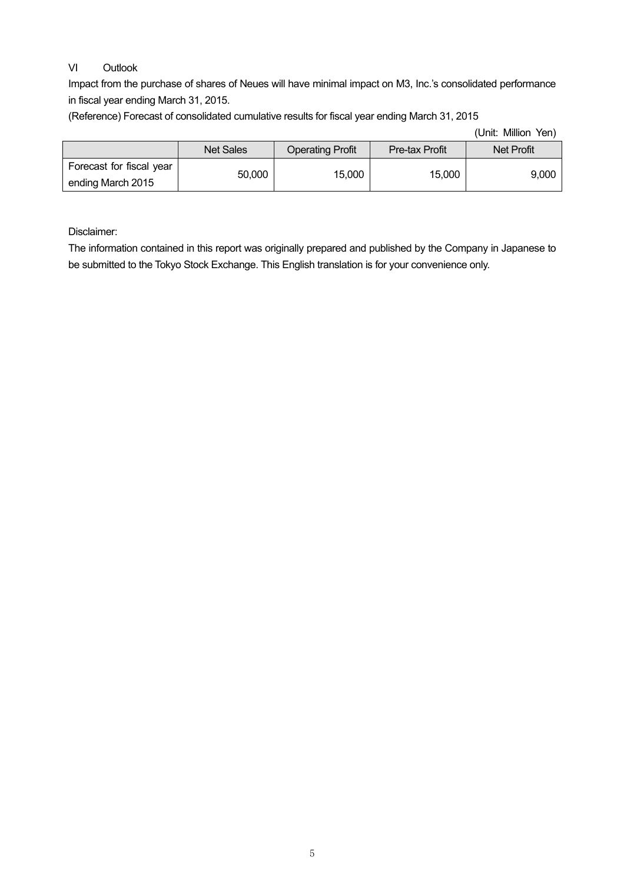## VI Outlook

Impact from the purchase of shares of Neues will have minimal impact on M3, Inc.'s consolidated performance in fiscal year ending March 31, 2015.

(Reference) Forecast of consolidated cumulative results for fiscal year ending March 31, 2015

(Unit: Million Yen)

| | Net Sales | Operating Profit | Pre-tax Profit | Net Profit |
|---|---|---|---|---|
| Forecast for fiscal year ending March 2015 | 50,000 | 15,000 | 15,000 | 9,000 |

Disclaimer:

The information contained in this report was originally prepared and published by the Company in Japanese to be submitted to the Tokyo Stock Exchange. This English translation is for your convenience only.